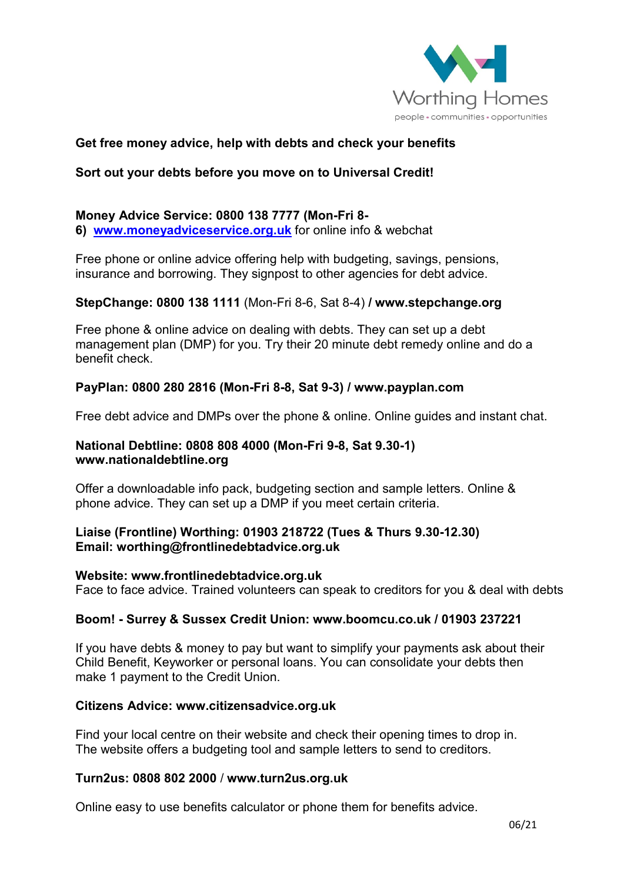Worthing Homes

people • communities • opportunities

**Get free money advice, help with debts and check your benefits**

**Sort out your debts before you move on to Universal Credit!**

**Money Advice Service: 0800 138 7777 (Mon-Fri 8-6)** [www.moneyadviceservice.org.uk](http://www.moneyadviceservice.org.uk) for online info & webchat

Free phone or online advice offering help with budgeting, savings, pensions, insurance and borrowing. They signpost to other agencies for debt advice.

**StepChange: 0800 138 1111** (Mon-Fri 8-6, Sat 8-4) **/ www.stepchange.org**

Free phone & online advice on dealing with debts. They can set up a debt management plan (DMP) for you. Try their 20 minute debt remedy online and do a benefit check.

**PayPlan: 0800 280 2816 (Mon-Fri 8-8, Sat 9-3) / www.payplan.com**

Free debt advice and DMPs over the phone & online. Online guides and instant chat.

**National Debtline: 0808 808 4000 (Mon-Fri 9-8, Sat 9.30-1)**
**www.nationaldebtline.org**

Offer a downloadable info pack, budgeting section and sample letters. Online & phone advice. They can set up a DMP if you meet certain criteria.

**Liaise (Frontline) Worthing: 01903 218722 (Tues & Thurs 9.30-12.30)**
**Email: worthing@frontlinedebtadvice.org.uk**

**Website: www.frontlinedebtadvice.org.uk**
Face to face advice. Trained volunteers can speak to creditors for you & deal with debts

**Boom! - Surrey & Sussex Credit Union: www.boomcu.co.uk / 01903 237221**

If you have debts & money to pay but want to simplify your payments ask about their Child Benefit, Keyworker or personal loans. You can consolidate your debts then make 1 payment to the Credit Union.

**Citizens Advice: www.citizensadvice.org.uk**

Find your local centre on their website and check their opening times to drop in. The website offers a budgeting tool and sample letters to send to creditors.

**Turn2us: 0808 802 2000** / **www.turn2us.org.uk**

Online easy to use benefits calculator or phone them for benefits advice.

06/21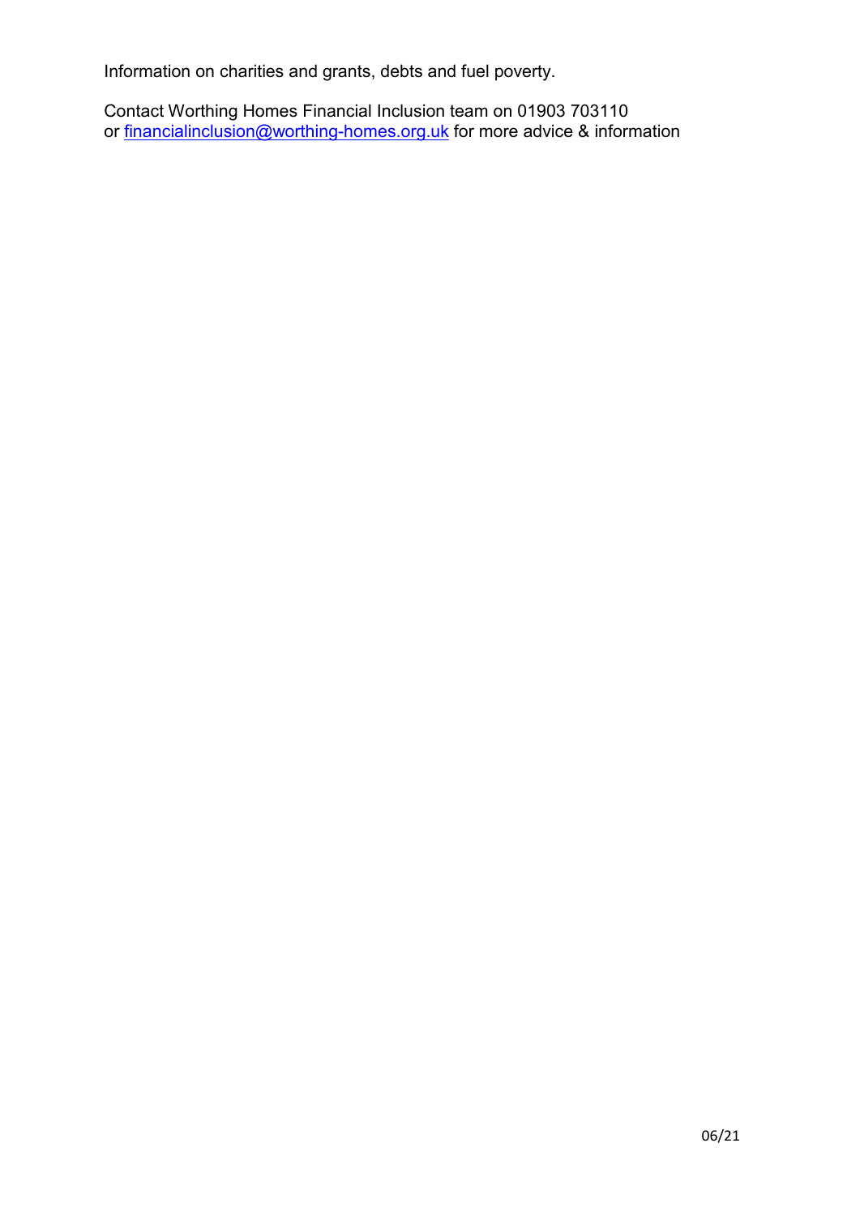Information on charities and grants, debts and fuel poverty.

Contact Worthing Homes Financial Inclusion team on 01903 703110
or financialinclusion@worthing-homes.org.uk for more advice & information

06/21